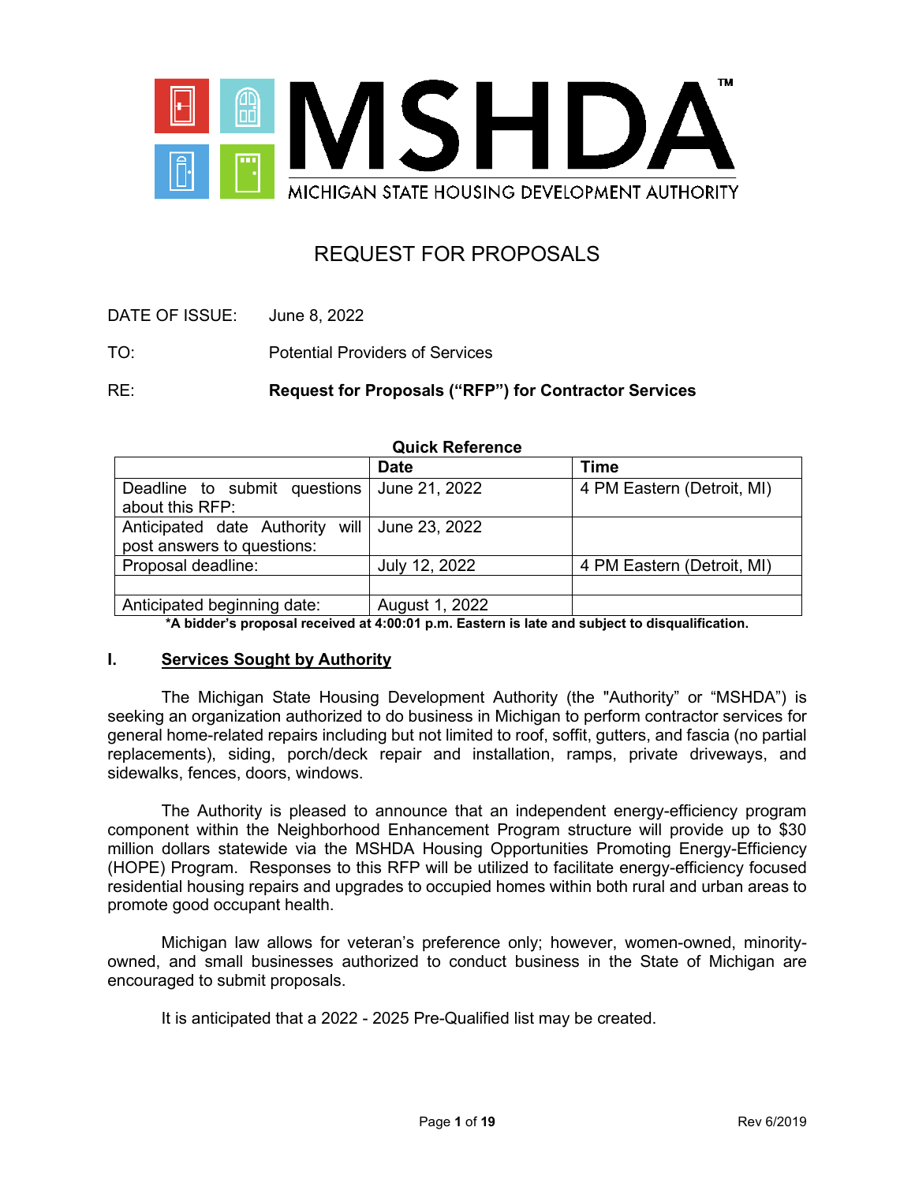# MSHDA™

MICHIGAN STATE HOUSING DEVELOPMENT AUTHORITY

## REQUEST FOR PROPOSALS

DATE OF ISSUE: June 8, 2022

TO: Potential Providers of Services

RE: **Request for Proposals ("RFP") for Contractor Services**

**Quick Reference**

| | Date | Time |
|---|---|---|
| Deadline to submit questions about this RFP: | June 21, 2022 | 4 PM Eastern (Detroit, MI) |
| Anticipated date Authority will post answers to questions: | June 23, 2022 | |
| Proposal deadline: | July 12, 2022 | 4 PM Eastern (Detroit, MI) |
| | | |
| Anticipated beginning date: | August 1, 2022 | |

**\*A bidder's proposal received at 4:00:01 p.m. Eastern is late and subject to disqualification.**

### I. Services Sought by Authority

The Michigan State Housing Development Authority (the "Authority" or "MSHDA") is seeking an organization authorized to do business in Michigan to perform contractor services for general home-related repairs including but not limited to roof, soffit, gutters, and fascia (no partial replacements), siding, porch/deck repair and installation, ramps, private driveways, and sidewalks, fences, doors, windows.

The Authority is pleased to announce that an independent energy-efficiency program component within the Neighborhood Enhancement Program structure will provide up to $30 million dollars statewide via the MSHDA Housing Opportunities Promoting Energy-Efficiency (HOPE) Program. Responses to this RFP will be utilized to facilitate energy-efficiency focused residential housing repairs and upgrades to occupied homes within both rural and urban areas to promote good occupant health.

Michigan law allows for veteran's preference only; however, women-owned, minority-owned, and small businesses authorized to conduct business in the State of Michigan are encouraged to submit proposals.

It is anticipated that a 2022 - 2025 Pre-Qualified list may be created.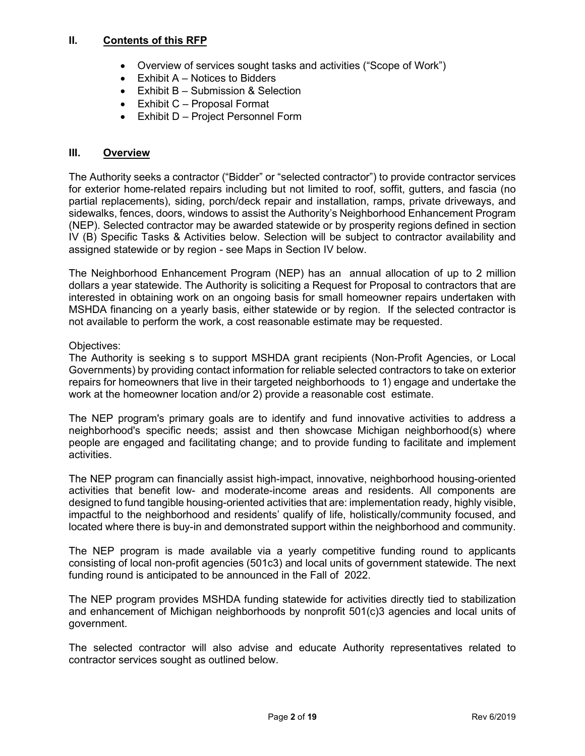## II. Contents of this RFP

- Overview of services sought tasks and activities ("Scope of Work")
- Exhibit A – Notices to Bidders
- Exhibit B – Submission & Selection
- Exhibit C – Proposal Format
- Exhibit D – Project Personnel Form

## III. Overview

The Authority seeks a contractor ("Bidder" or "selected contractor") to provide contractor services for exterior home-related repairs including but not limited to roof, soffit, gutters, and fascia (no partial replacements), siding, porch/deck repair and installation, ramps, private driveways, and sidewalks, fences, doors, windows to assist the Authority's Neighborhood Enhancement Program (NEP). Selected contractor may be awarded statewide or by prosperity regions defined in section IV (B) Specific Tasks & Activities below. Selection will be subject to contractor availability and assigned statewide or by region - see Maps in Section IV below.

The Neighborhood Enhancement Program (NEP) has an annual allocation of up to 2 million dollars a year statewide. The Authority is soliciting a Request for Proposal to contractors that are interested in obtaining work on an ongoing basis for small homeowner repairs undertaken with MSHDA financing on a yearly basis, either statewide or by region. If the selected contractor is not available to perform the work, a cost reasonable estimate may be requested.

Objectives:
The Authority is seeking s to support MSHDA grant recipients (Non-Profit Agencies, or Local Governments) by providing contact information for reliable selected contractors to take on exterior repairs for homeowners that live in their targeted neighborhoods to 1) engage and undertake the work at the homeowner location and/or 2) provide a reasonable cost estimate.

The NEP program's primary goals are to identify and fund innovative activities to address a neighborhood's specific needs; assist and then showcase Michigan neighborhood(s) where people are engaged and facilitating change; and to provide funding to facilitate and implement activities.

The NEP program can financially assist high-impact, innovative, neighborhood housing-oriented activities that benefit low- and moderate-income areas and residents. All components are designed to fund tangible housing-oriented activities that are: implementation ready, highly visible, impactful to the neighborhood and residents' qualify of life, holistically/community focused, and located where there is buy-in and demonstrated support within the neighborhood and community.

The NEP program is made available via a yearly competitive funding round to applicants consisting of local non-profit agencies (501c3) and local units of government statewide. The next funding round is anticipated to be announced in the Fall of 2022.

The NEP program provides MSHDA funding statewide for activities directly tied to stabilization and enhancement of Michigan neighborhoods by nonprofit 501(c)3 agencies and local units of government.

The selected contractor will also advise and educate Authority representatives related to contractor services sought as outlined below.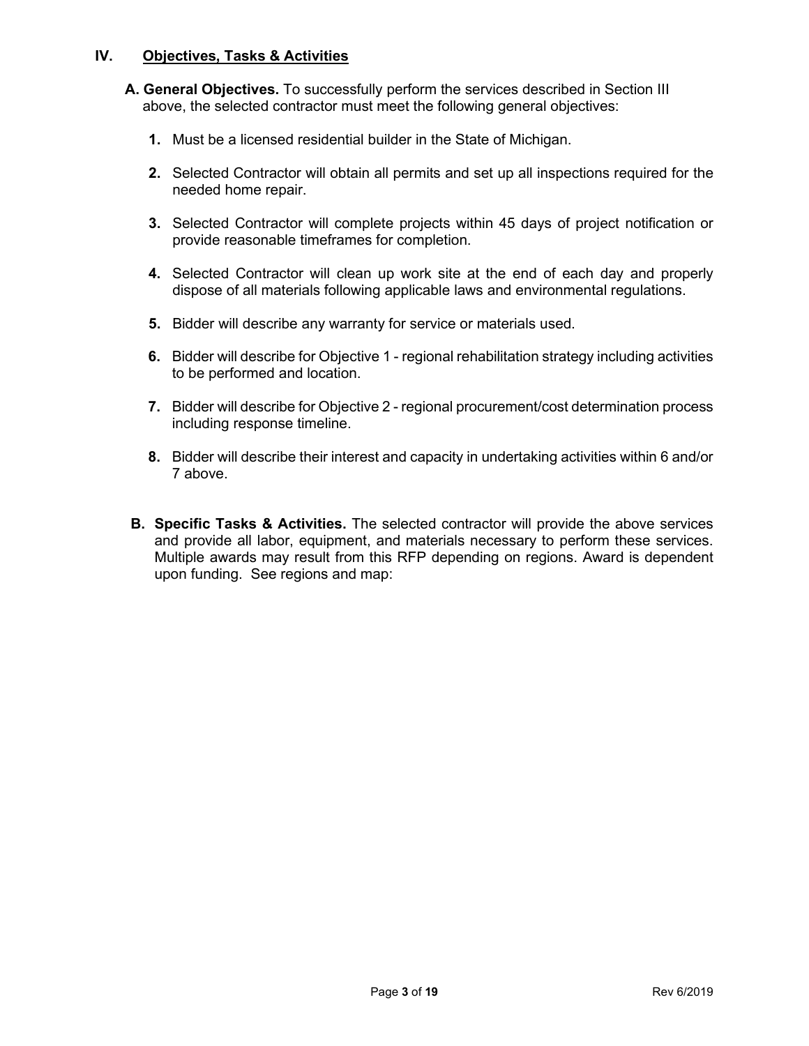## IV. Objectives, Tasks & Activities

**A. General Objectives.** To successfully perform the services described in Section III above, the selected contractor must meet the following general objectives:

1. Must be a licensed residential builder in the State of Michigan.
2. Selected Contractor will obtain all permits and set up all inspections required for the needed home repair.
3. Selected Contractor will complete projects within 45 days of project notification or provide reasonable timeframes for completion.
4. Selected Contractor will clean up work site at the end of each day and properly dispose of all materials following applicable laws and environmental regulations.
5. Bidder will describe any warranty for service or materials used.
6. Bidder will describe for Objective 1 - regional rehabilitation strategy including activities to be performed and location.
7. Bidder will describe for Objective 2 - regional procurement/cost determination process including response timeline.
8. Bidder will describe their interest and capacity in undertaking activities within 6 and/or 7 above.

**B. Specific Tasks & Activities.** The selected contractor will provide the above services and provide all labor, equipment, and materials necessary to perform these services. Multiple awards may result from this RFP depending on regions. Award is dependent upon funding. See regions and map: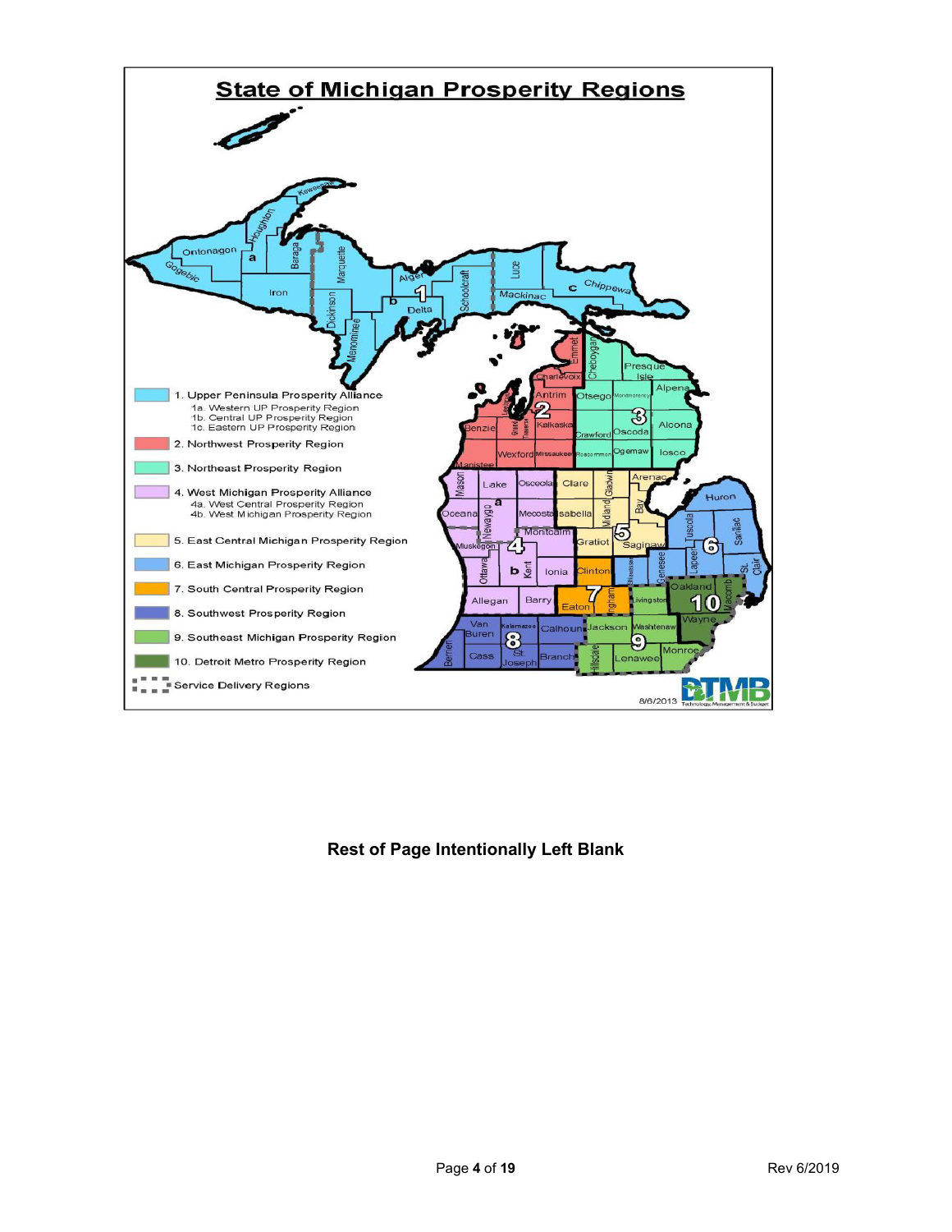# State of Michigan Prosperity Regions

1. Upper Peninsula Prosperity Alliance
   - 1a. Western UP Prosperity Region
   - 1b. Central UP Prosperity Region
   - 1c. Eastern UP Prosperity Region
2. Northwest Prosperity Region
3. Northeast Prosperity Region
4. West Michigan Prosperity Alliance
   - 4a. West Central Prosperity Region
   - 4b. West Michigan Prosperity Region
5. East Central Michigan Prosperity Region
6. East Michigan Prosperity Region
7. South Central Prosperity Region
8. Southwest Prosperity Region
9. Southeast Michigan Prosperity Region
10. Detroit Metro Prosperity Region

Service Delivery Regions

8/6/2013

**Rest of Page Intentionally Left Blank**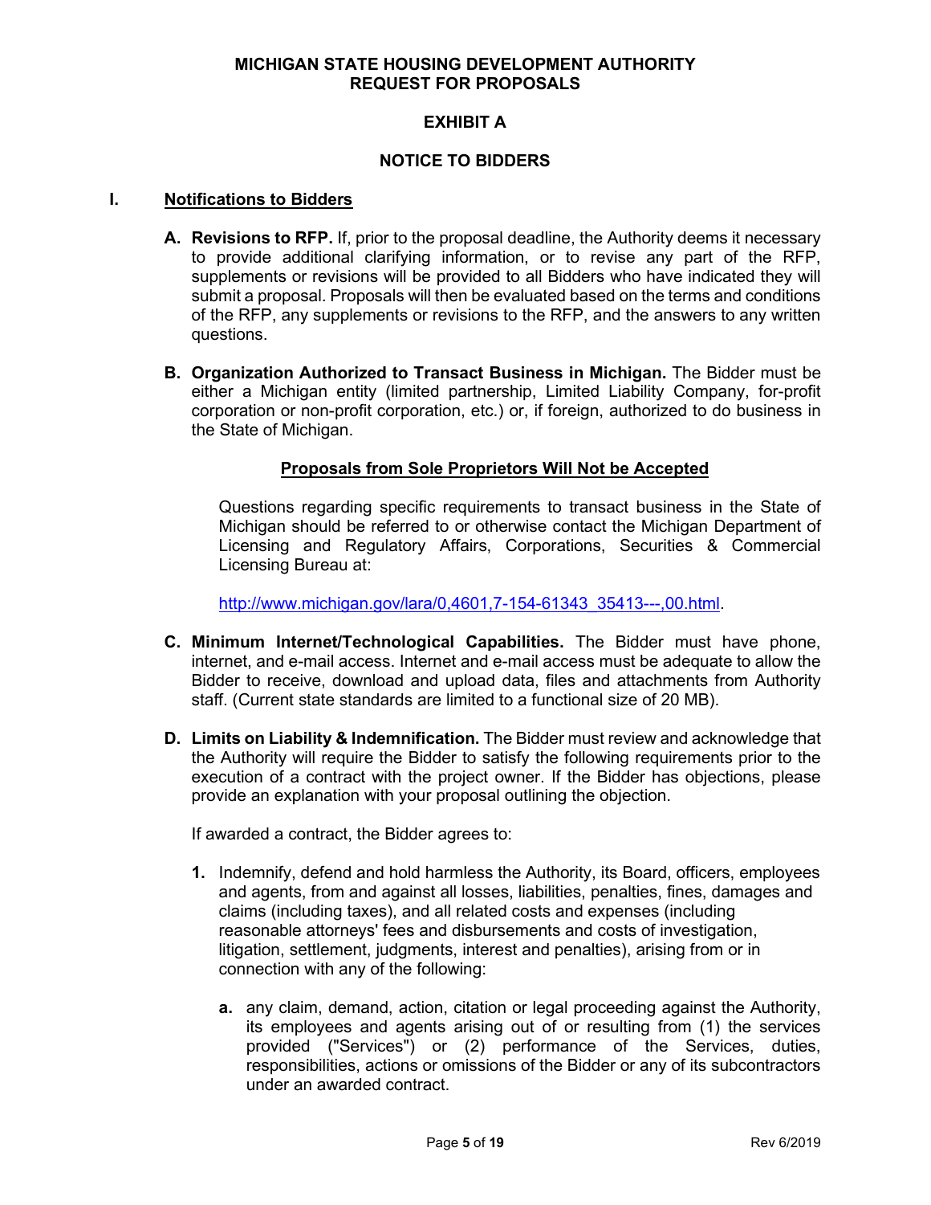**MICHIGAN STATE HOUSING DEVELOPMENT AUTHORITY**
**REQUEST FOR PROPOSALS**

# EXHIBIT A

## NOTICE TO BIDDERS

## I. Notifications to Bidders

**A. Revisions to RFP.** If, prior to the proposal deadline, the Authority deems it necessary to provide additional clarifying information, or to revise any part of the RFP, supplements or revisions will be provided to all Bidders who have indicated they will submit a proposal. Proposals will then be evaluated based on the terms and conditions of the RFP, any supplements or revisions to the RFP, and the answers to any written questions.

**B. Organization Authorized to Transact Business in Michigan.** The Bidder must be either a Michigan entity (limited partnership, Limited Liability Company, for-profit corporation or non-profit corporation, etc.) or, if foreign, authorized to do business in the State of Michigan.

**Proposals from Sole Proprietors Will Not be Accepted**

Questions regarding specific requirements to transact business in the State of Michigan should be referred to or otherwise contact the Michigan Department of Licensing and Regulatory Affairs, Corporations, Securities & Commercial Licensing Bureau at:

http://www.michigan.gov/lara/0,4601,7-154-61343_35413---,00.html.

**C. Minimum Internet/Technological Capabilities.** The Bidder must have phone, internet, and e-mail access. Internet and e-mail access must be adequate to allow the Bidder to receive, download and upload data, files and attachments from Authority staff. (Current state standards are limited to a functional size of 20 MB).

**D. Limits on Liability & Indemnification.** The Bidder must review and acknowledge that the Authority will require the Bidder to satisfy the following requirements prior to the execution of a contract with the project owner. If the Bidder has objections, please provide an explanation with your proposal outlining the objection.

If awarded a contract, the Bidder agrees to:

1. Indemnify, defend and hold harmless the Authority, its Board, officers, employees and agents, from and against all losses, liabilities, penalties, fines, damages and claims (including taxes), and all related costs and expenses (including reasonable attorneys' fees and disbursements and costs of investigation, litigation, settlement, judgments, interest and penalties), arising from or in connection with any of the following:

   a. any claim, demand, action, citation or legal proceeding against the Authority, its employees and agents arising out of or resulting from (1) the services provided ("Services") or (2) performance of the Services, duties, responsibilities, actions or omissions of the Bidder or any of its subcontractors under an awarded contract.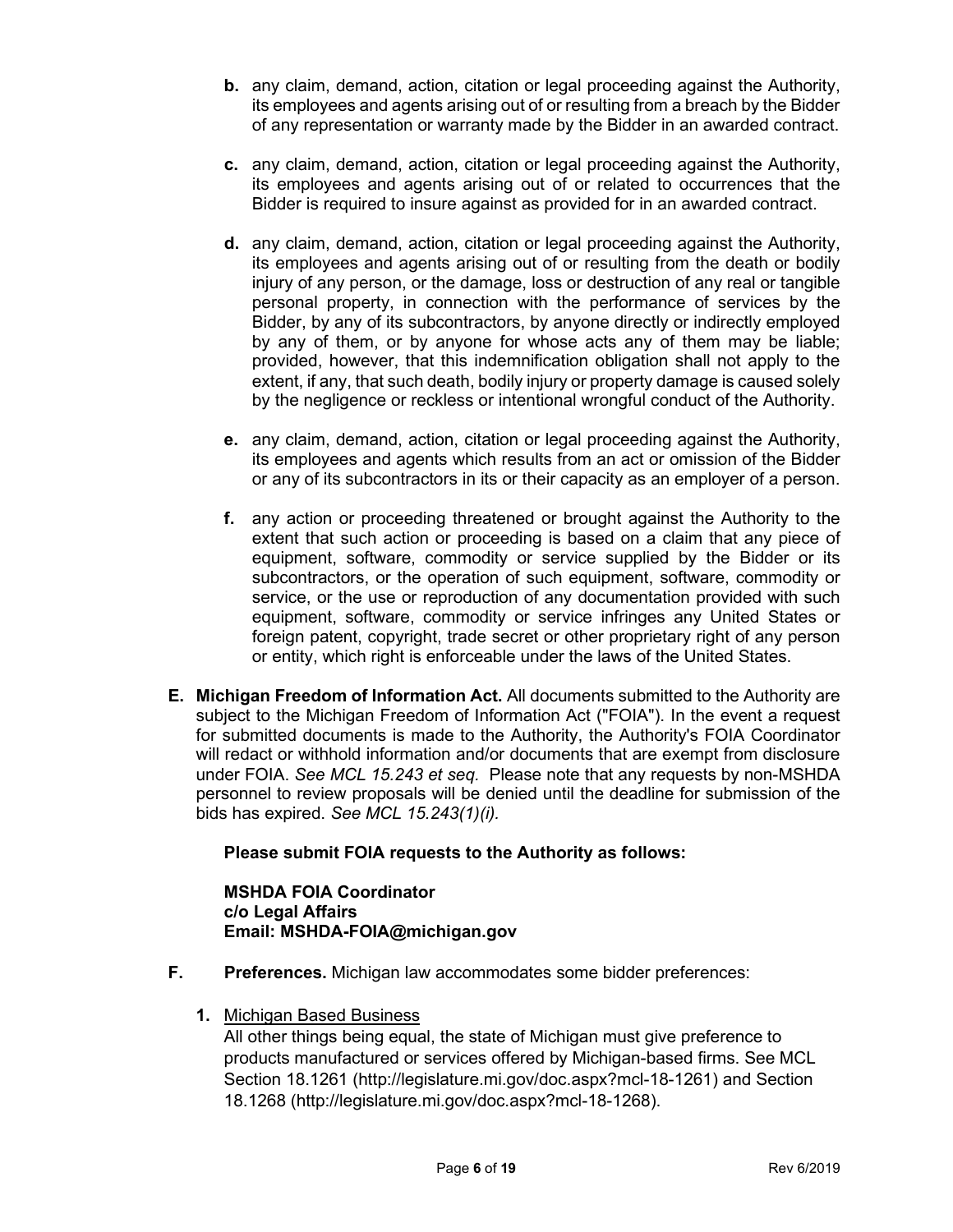**b.** any claim, demand, action, citation or legal proceeding against the Authority, its employees and agents arising out of or resulting from a breach by the Bidder of any representation or warranty made by the Bidder in an awarded contract.

**c.** any claim, demand, action, citation or legal proceeding against the Authority, its employees and agents arising out of or related to occurrences that the Bidder is required to insure against as provided for in an awarded contract.

**d.** any claim, demand, action, citation or legal proceeding against the Authority, its employees and agents arising out of or resulting from the death or bodily injury of any person, or the damage, loss or destruction of any real or tangible personal property, in connection with the performance of services by the Bidder, by any of its subcontractors, by anyone directly or indirectly employed by any of them, or by anyone for whose acts any of them may be liable; provided, however, that this indemnification obligation shall not apply to the extent, if any, that such death, bodily injury or property damage is caused solely by the negligence or reckless or intentional wrongful conduct of the Authority.

**e.** any claim, demand, action, citation or legal proceeding against the Authority, its employees and agents which results from an act or omission of the Bidder or any of its subcontractors in its or their capacity as an employer of a person.

**f.** any action or proceeding threatened or brought against the Authority to the extent that such action or proceeding is based on a claim that any piece of equipment, software, commodity or service supplied by the Bidder or its subcontractors, or the operation of such equipment, software, commodity or service, or the use or reproduction of any documentation provided with such equipment, software, commodity or service infringes any United States or foreign patent, copyright, trade secret or other proprietary right of any person or entity, which right is enforceable under the laws of the United States.

**E. Michigan Freedom of Information Act.** All documents submitted to the Authority are subject to the Michigan Freedom of Information Act ("FOIA"). In the event a request for submitted documents is made to the Authority, the Authority's FOIA Coordinator will redact or withhold information and/or documents that are exempt from disclosure under FOIA. *See MCL 15.243 et seq.* Please note that any requests by non-MSHDA personnel to review proposals will be denied until the deadline for submission of the bids has expired. *See MCL 15.243(1)(i).*

**Please submit FOIA requests to the Authority as follows:**

**MSHDA FOIA Coordinator**
**c/o Legal Affairs**
**Email: MSHDA-FOIA@michigan.gov**

**F. Preferences.** Michigan law accommodates some bidder preferences:

**1.** <u>Michigan Based Business</u>
All other things being equal, the state of Michigan must give preference to products manufactured or services offered by Michigan-based firms. See MCL Section 18.1261 (http://legislature.mi.gov/doc.aspx?mcl-18-1261) and Section 18.1268 (http://legislature.mi.gov/doc.aspx?mcl-18-1268).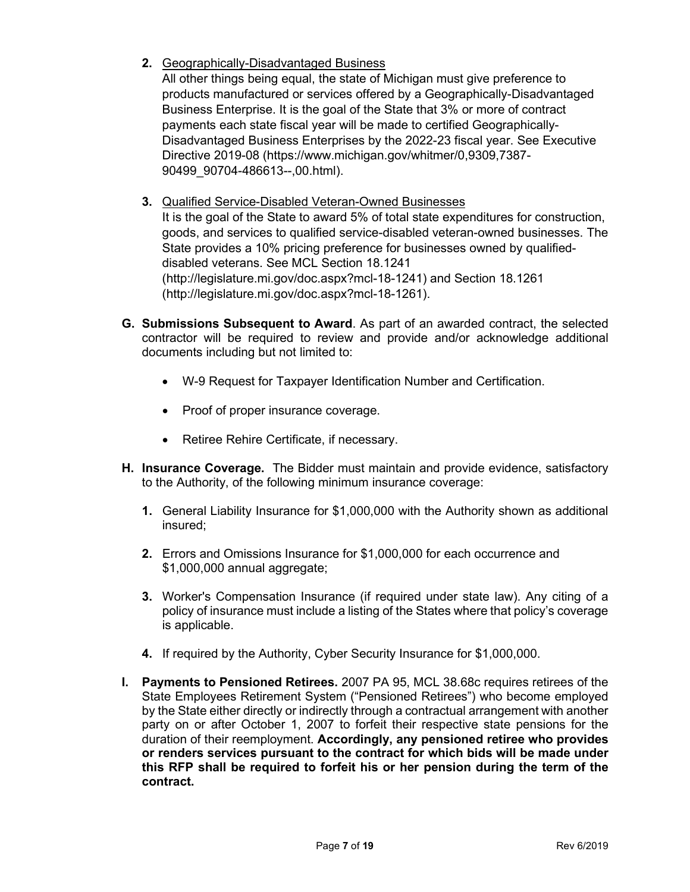2. <u>Geographically-Disadvantaged Business</u>
   All other things being equal, the state of Michigan must give preference to products manufactured or services offered by a Geographically-Disadvantaged Business Enterprise. It is the goal of the State that 3% or more of contract payments each state fiscal year will be made to certified Geographically-Disadvantaged Business Enterprises by the 2022-23 fiscal year. See Executive Directive 2019-08 (https://www.michigan.gov/whitmer/0,9309,7387-90499_90704-486613--,00.html).

3. <u>Qualified Service-Disabled Veteran-Owned Businesses</u>
   It is the goal of the State to award 5% of total state expenditures for construction, goods, and services to qualified service-disabled veteran-owned businesses. The State provides a 10% pricing preference for businesses owned by qualified-disabled veterans. See MCL Section 18.1241 (http://legislature.mi.gov/doc.aspx?mcl-18-1241) and Section 18.1261 (http://legislature.mi.gov/doc.aspx?mcl-18-1261).

**G. Submissions Subsequent to Award**. As part of an awarded contract, the selected contractor will be required to review and provide and/or acknowledge additional documents including but not limited to:

- W-9 Request for Taxpayer Identification Number and Certification.
- Proof of proper insurance coverage.
- Retiree Rehire Certificate, if necessary.

**H. Insurance Coverage.** The Bidder must maintain and provide evidence, satisfactory to the Authority, of the following minimum insurance coverage:

1. General Liability Insurance for $1,000,000 with the Authority shown as additional insured;

2. Errors and Omissions Insurance for $1,000,000 for each occurrence and $1,000,000 annual aggregate;

3. Worker's Compensation Insurance (if required under state law). Any citing of a policy of insurance must include a listing of the States where that policy's coverage is applicable.

4. If required by the Authority, Cyber Security Insurance for $1,000,000.

**I. Payments to Pensioned Retirees.** 2007 PA 95, MCL 38.68c requires retirees of the State Employees Retirement System ("Pensioned Retirees") who become employed by the State either directly or indirectly through a contractual arrangement with another party on or after October 1, 2007 to forfeit their respective state pensions for the duration of their reemployment. **Accordingly, any pensioned retiree who provides or renders services pursuant to the contract for which bids will be made under this RFP shall be required to forfeit his or her pension during the term of the contract.**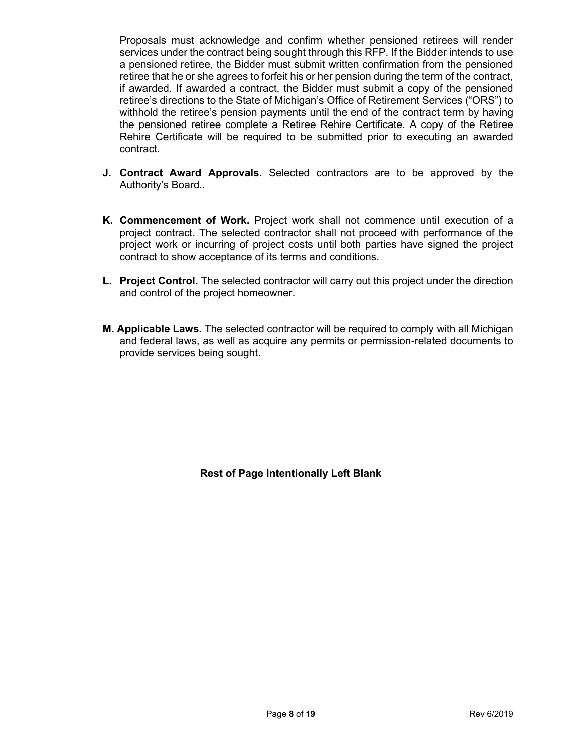Proposals must acknowledge and confirm whether pensioned retirees will render services under the contract being sought through this RFP. If the Bidder intends to use a pensioned retiree, the Bidder must submit written confirmation from the pensioned retiree that he or she agrees to forfeit his or her pension during the term of the contract, if awarded. If awarded a contract, the Bidder must submit a copy of the pensioned retiree's directions to the State of Michigan's Office of Retirement Services ("ORS") to withhold the retiree's pension payments until the end of the contract term by having the pensioned retiree complete a Retiree Rehire Certificate. A copy of the Retiree Rehire Certificate will be required to be submitted prior to executing an awarded contract.

J. **Contract Award Approvals.** Selected contractors are to be approved by the Authority's Board..

K. **Commencement of Work.** Project work shall not commence until execution of a project contract. The selected contractor shall not proceed with performance of the project work or incurring of project costs until both parties have signed the project contract to show acceptance of its terms and conditions.

L. **Project Control.** The selected contractor will carry out this project under the direction and control of the project homeowner.

M. **Applicable Laws.** The selected contractor will be required to comply with all Michigan and federal laws, as well as acquire any permits or permission-related documents to provide services being sought.

**Rest of Page Intentionally Left Blank**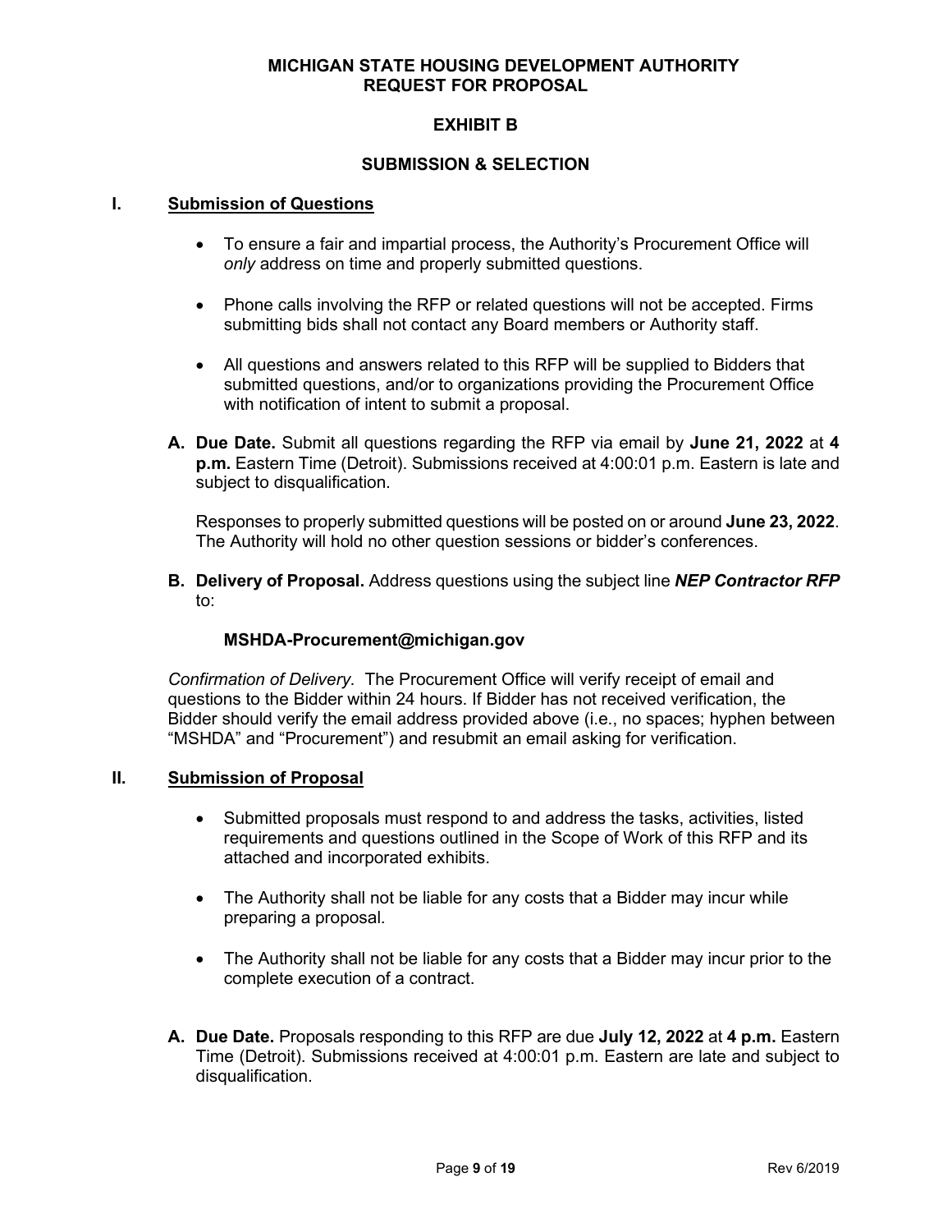**MICHIGAN STATE HOUSING DEVELOPMENT AUTHORITY**
**REQUEST FOR PROPOSAL**

# EXHIBIT B

## SUBMISSION & SELECTION

### I. Submission of Questions

- To ensure a fair and impartial process, the Authority's Procurement Office will *only* address on time and properly submitted questions.
- Phone calls involving the RFP or related questions will not be accepted. Firms submitting bids shall not contact any Board members or Authority staff.
- All questions and answers related to this RFP will be supplied to Bidders that submitted questions, and/or to organizations providing the Procurement Office with notification of intent to submit a proposal.

**A. Due Date.** Submit all questions regarding the RFP via email by **June 21, 2022** at **4 p.m.** Eastern Time (Detroit). Submissions received at 4:00:01 p.m. Eastern is late and subject to disqualification.

Responses to properly submitted questions will be posted on or around **June 23, 2022**. The Authority will hold no other question sessions or bidder's conferences.

**B. Delivery of Proposal.** Address questions using the subject line ***NEP Contractor RFP*** to:

**MSHDA-Procurement@michigan.gov**

*Confirmation of Delivery.* The Procurement Office will verify receipt of email and questions to the Bidder within 24 hours. If Bidder has not received verification, the Bidder should verify the email address provided above (i.e., no spaces; hyphen between "MSHDA" and "Procurement") and resubmit an email asking for verification.

### II. Submission of Proposal

- Submitted proposals must respond to and address the tasks, activities, listed requirements and questions outlined in the Scope of Work of this RFP and its attached and incorporated exhibits.
- The Authority shall not be liable for any costs that a Bidder may incur while preparing a proposal.
- The Authority shall not be liable for any costs that a Bidder may incur prior to the complete execution of a contract.

**A. Due Date.** Proposals responding to this RFP are due **July 12, 2022** at **4 p.m.** Eastern Time (Detroit). Submissions received at 4:00:01 p.m. Eastern are late and subject to disqualification.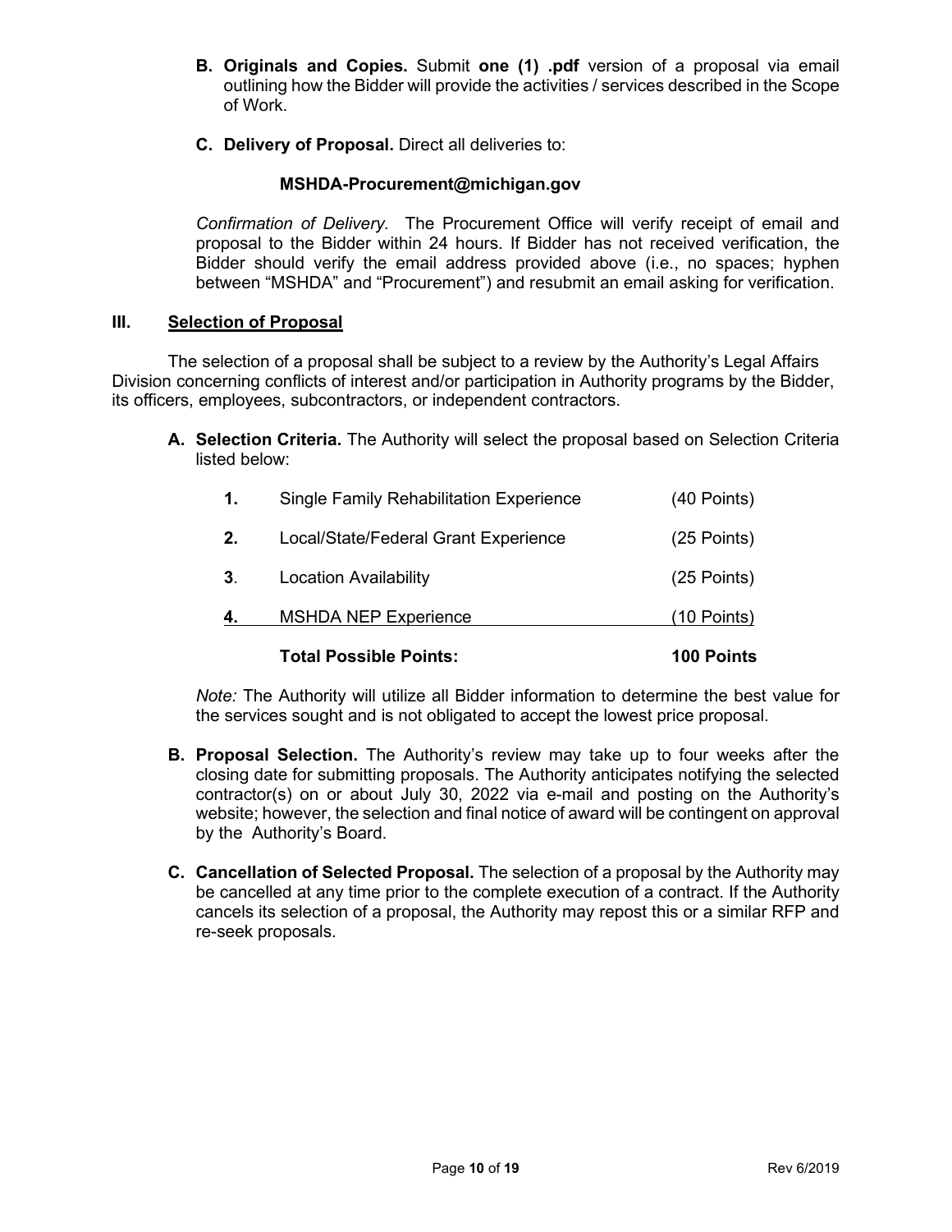**B. Originals and Copies.** Submit **one (1) .pdf** version of a proposal via email outlining how the Bidder will provide the activities / services described in the Scope of Work.

**C. Delivery of Proposal.** Direct all deliveries to:

**MSHDA-Procurement@michigan.gov**

*Confirmation of Delivery.* The Procurement Office will verify receipt of email and proposal to the Bidder within 24 hours. If Bidder has not received verification, the Bidder should verify the email address provided above (i.e., no spaces; hyphen between "MSHDA" and "Procurement") and resubmit an email asking for verification.

## III. Selection of Proposal

The selection of a proposal shall be subject to a review by the Authority's Legal Affairs Division concerning conflicts of interest and/or participation in Authority programs by the Bidder, its officers, employees, subcontractors, or independent contractors.

**A. Selection Criteria.** The Authority will select the proposal based on Selection Criteria listed below:

| | | |
|---|---|---|
| **1.** | Single Family Rehabilitation Experience | (40 Points) |
| **2.** | Local/State/Federal Grant Experience | (25 Points) |
| **3**. | Location Availability | (25 Points) |
| **4.** | MSHDA NEP Experience | (10 Points) |
| | **Total Possible Points:** | **100 Points** |

*Note:* The Authority will utilize all Bidder information to determine the best value for the services sought and is not obligated to accept the lowest price proposal.

**B. Proposal Selection.** The Authority's review may take up to four weeks after the closing date for submitting proposals. The Authority anticipates notifying the selected contractor(s) on or about July 30, 2022 via e-mail and posting on the Authority's website; however, the selection and final notice of award will be contingent on approval by the Authority's Board.

**C. Cancellation of Selected Proposal.** The selection of a proposal by the Authority may be cancelled at any time prior to the complete execution of a contract. If the Authority cancels its selection of a proposal, the Authority may repost this or a similar RFP and re-seek proposals.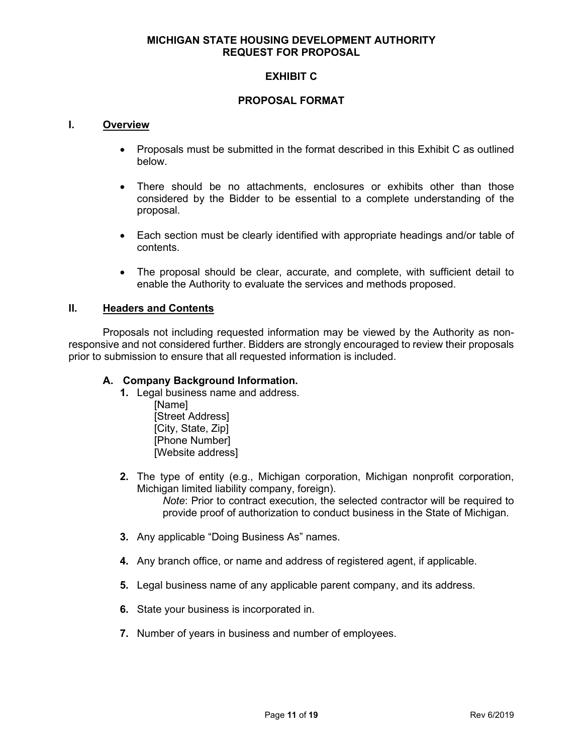**MICHIGAN STATE HOUSING DEVELOPMENT AUTHORITY**
**REQUEST FOR PROPOSAL**

# EXHIBIT C

## PROPOSAL FORMAT

### I. Overview

- Proposals must be submitted in the format described in this Exhibit C as outlined below.
- There should be no attachments, enclosures or exhibits other than those considered by the Bidder to be essential to a complete understanding of the proposal.
- Each section must be clearly identified with appropriate headings and/or table of contents.
- The proposal should be clear, accurate, and complete, with sufficient detail to enable the Authority to evaluate the services and methods proposed.

### II. Headers and Contents

Proposals not including requested information may be viewed by the Authority as non-responsive and not considered further. Bidders are strongly encouraged to review their proposals prior to submission to ensure that all requested information is included.

#### A. Company Background Information.

1. Legal business name and address.
   [Name]
   [Street Address]
   [City, State, Zip]
   [Phone Number]
   [Website address]

2. The type of entity (e.g., Michigan corporation, Michigan nonprofit corporation, Michigan limited liability company, foreign).
   *Note*: Prior to contract execution, the selected contractor will be required to provide proof of authorization to conduct business in the State of Michigan.

3. Any applicable "Doing Business As" names.

4. Any branch office, or name and address of registered agent, if applicable.

5. Legal business name of any applicable parent company, and its address.

6. State your business is incorporated in.

7. Number of years in business and number of employees.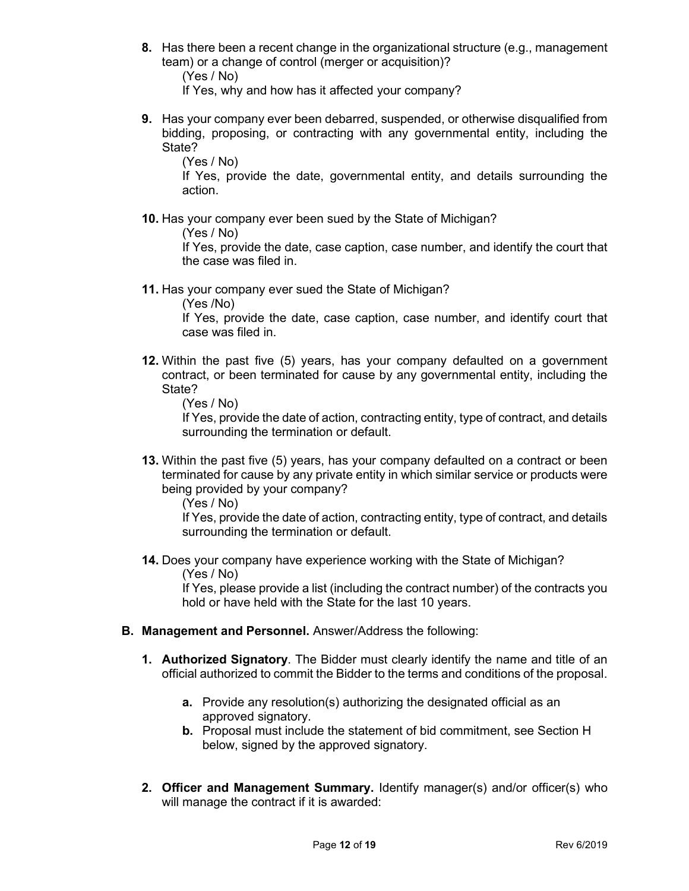8. Has there been a recent change in the organizational structure (e.g., management team) or a change of control (merger or acquisition)?

   (Yes / No)

   If Yes, why and how has it affected your company?

9. Has your company ever been debarred, suspended, or otherwise disqualified from bidding, proposing, or contracting with any governmental entity, including the State?

   (Yes / No)

   If Yes, provide the date, governmental entity, and details surrounding the action.

10. Has your company ever been sued by the State of Michigan?

    (Yes / No)

    If Yes, provide the date, case caption, case number, and identify the court that the case was filed in.

11. Has your company ever sued the State of Michigan?

    (Yes /No)

    If Yes, provide the date, case caption, case number, and identify court that case was filed in.

12. Within the past five (5) years, has your company defaulted on a government contract, or been terminated for cause by any governmental entity, including the State?

    (Yes / No)

    If Yes, provide the date of action, contracting entity, type of contract, and details surrounding the termination or default.

13. Within the past five (5) years, has your company defaulted on a contract or been terminated for cause by any private entity in which similar service or products were being provided by your company?

    (Yes / No)

    If Yes, provide the date of action, contracting entity, type of contract, and details surrounding the termination or default.

14. Does your company have experience working with the State of Michigan?

    (Yes / No)

    If Yes, please provide a list (including the contract number) of the contracts you hold or have held with the State for the last 10 years.

**B. Management and Personnel.** Answer/Address the following:

1. **Authorized Signatory**. The Bidder must clearly identify the name and title of an official authorized to commit the Bidder to the terms and conditions of the proposal.

   **a.** Provide any resolution(s) authorizing the designated official as an approved signatory.

   **b.** Proposal must include the statement of bid commitment, see Section H below, signed by the approved signatory.

2. **Officer and Management Summary.** Identify manager(s) and/or officer(s) who will manage the contract if it is awarded: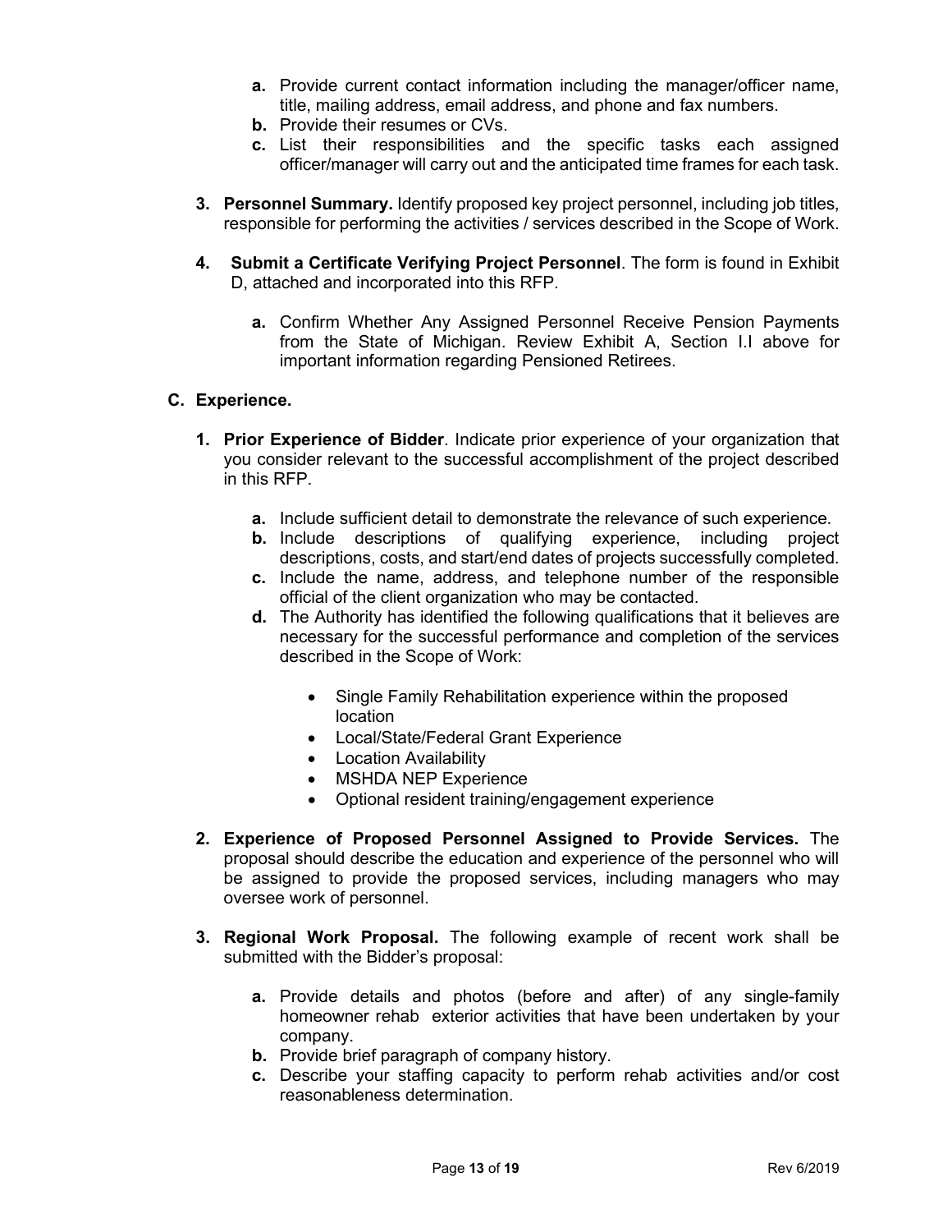- **a.** Provide current contact information including the manager/officer name, title, mailing address, email address, and phone and fax numbers.
   - **b.** Provide their resumes or CVs.
   - **c.** List their responsibilities and the specific tasks each assigned officer/manager will carry out and the anticipated time frames for each task.

3. **Personnel Summary.** Identify proposed key project personnel, including job titles, responsible for performing the activities / services described in the Scope of Work.

4. **Submit a Certificate Verifying Project Personnel**. The form is found in Exhibit D, attached and incorporated into this RFP.

   - **a.** Confirm Whether Any Assigned Personnel Receive Pension Payments from the State of Michigan. Review Exhibit A, Section I.I above for important information regarding Pensioned Retirees.

**C. Experience.**

1. **Prior Experience of Bidder**. Indicate prior experience of your organization that you consider relevant to the successful accomplishment of the project described in this RFP.

   - **a.** Include sufficient detail to demonstrate the relevance of such experience.
   - **b.** Include descriptions of qualifying experience, including project descriptions, costs, and start/end dates of projects successfully completed.
   - **c.** Include the name, address, and telephone number of the responsible official of the client organization who may be contacted.
   - **d.** The Authority has identified the following qualifications that it believes are necessary for the successful performance and completion of the services described in the Scope of Work:

     - Single Family Rehabilitation experience within the proposed location
     - Local/State/Federal Grant Experience
     - Location Availability
     - MSHDA NEP Experience
     - Optional resident training/engagement experience

2. **Experience of Proposed Personnel Assigned to Provide Services.** The proposal should describe the education and experience of the personnel who will be assigned to provide the proposed services, including managers who may oversee work of personnel.

3. **Regional Work Proposal.** The following example of recent work shall be submitted with the Bidder's proposal:

   - **a.** Provide details and photos (before and after) of any single-family homeowner rehab exterior activities that have been undertaken by your company.
   - **b.** Provide brief paragraph of company history.
   - **c.** Describe your staffing capacity to perform rehab activities and/or cost reasonableness determination.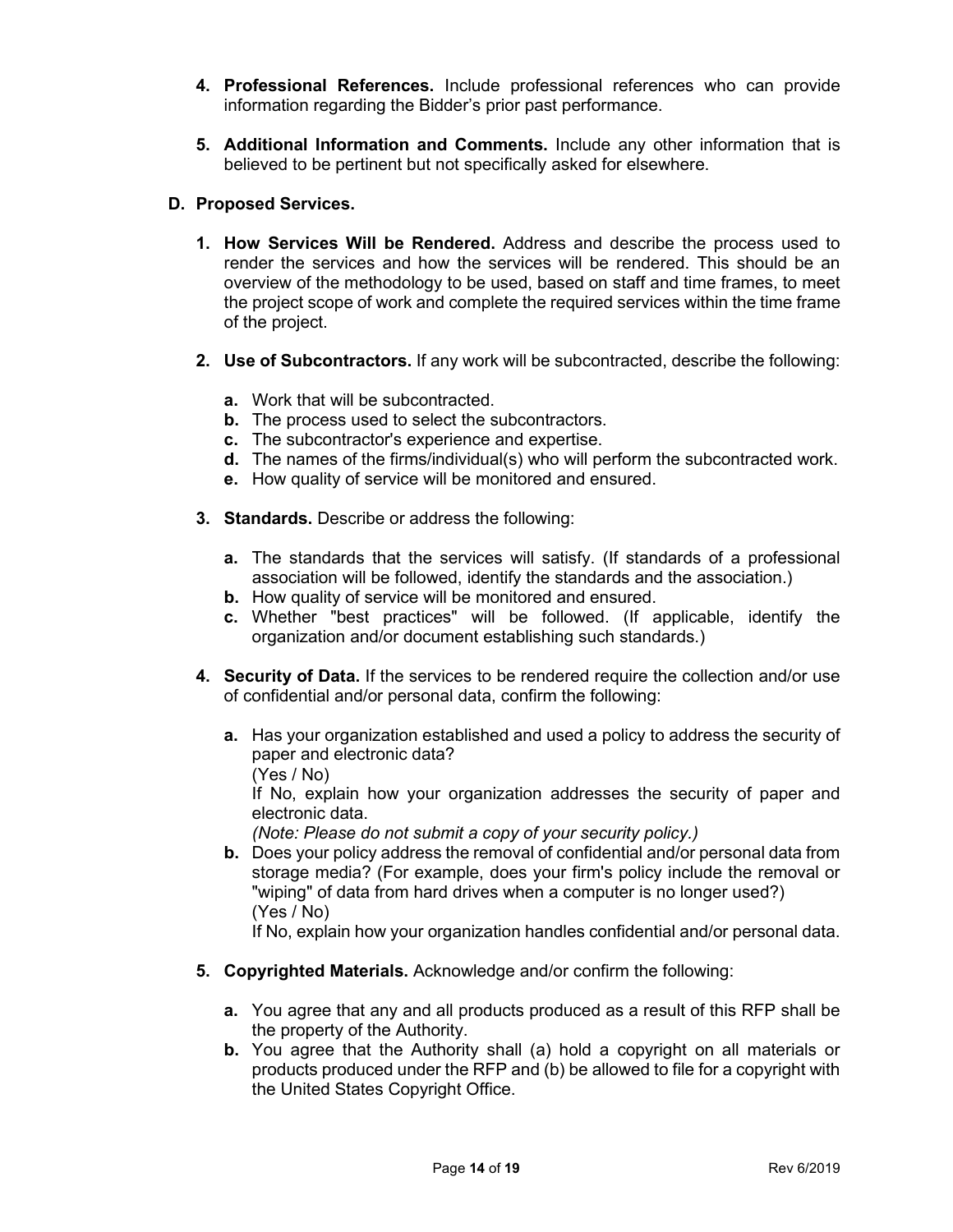4. **Professional References.** Include professional references who can provide information regarding the Bidder's prior past performance.

5. **Additional Information and Comments.** Include any other information that is believed to be pertinent but not specifically asked for elsewhere.

**D. Proposed Services.**

1. **How Services Will be Rendered.** Address and describe the process used to render the services and how the services will be rendered. This should be an overview of the methodology to be used, based on staff and time frames, to meet the project scope of work and complete the required services within the time frame of the project.

2. **Use of Subcontractors.** If any work will be subcontracted, describe the following:

   **a.** Work that will be subcontracted.
   **b.** The process used to select the subcontractors.
   **c.** The subcontractor's experience and expertise.
   **d.** The names of the firms/individual(s) who will perform the subcontracted work.
   **e.** How quality of service will be monitored and ensured.

3. **Standards.** Describe or address the following:

   **a.** The standards that the services will satisfy. (If standards of a professional association will be followed, identify the standards and the association.)
   **b.** How quality of service will be monitored and ensured.
   **c.** Whether "best practices" will be followed. (If applicable, identify the organization and/or document establishing such standards.)

4. **Security of Data.** If the services to be rendered require the collection and/or use of confidential and/or personal data, confirm the following:

   **a.** Has your organization established and used a policy to address the security of paper and electronic data?
   (Yes / No)
   If No, explain how your organization addresses the security of paper and electronic data.
   *(Note: Please do not submit a copy of your security policy.)*
   **b.** Does your policy address the removal of confidential and/or personal data from storage media? (For example, does your firm's policy include the removal or "wiping" of data from hard drives when a computer is no longer used?)
   (Yes / No)
   If No, explain how your organization handles confidential and/or personal data.

5. **Copyrighted Materials.** Acknowledge and/or confirm the following:

   **a.** You agree that any and all products produced as a result of this RFP shall be the property of the Authority.
   **b.** You agree that the Authority shall (a) hold a copyright on all materials or products produced under the RFP and (b) be allowed to file for a copyright with the United States Copyright Office.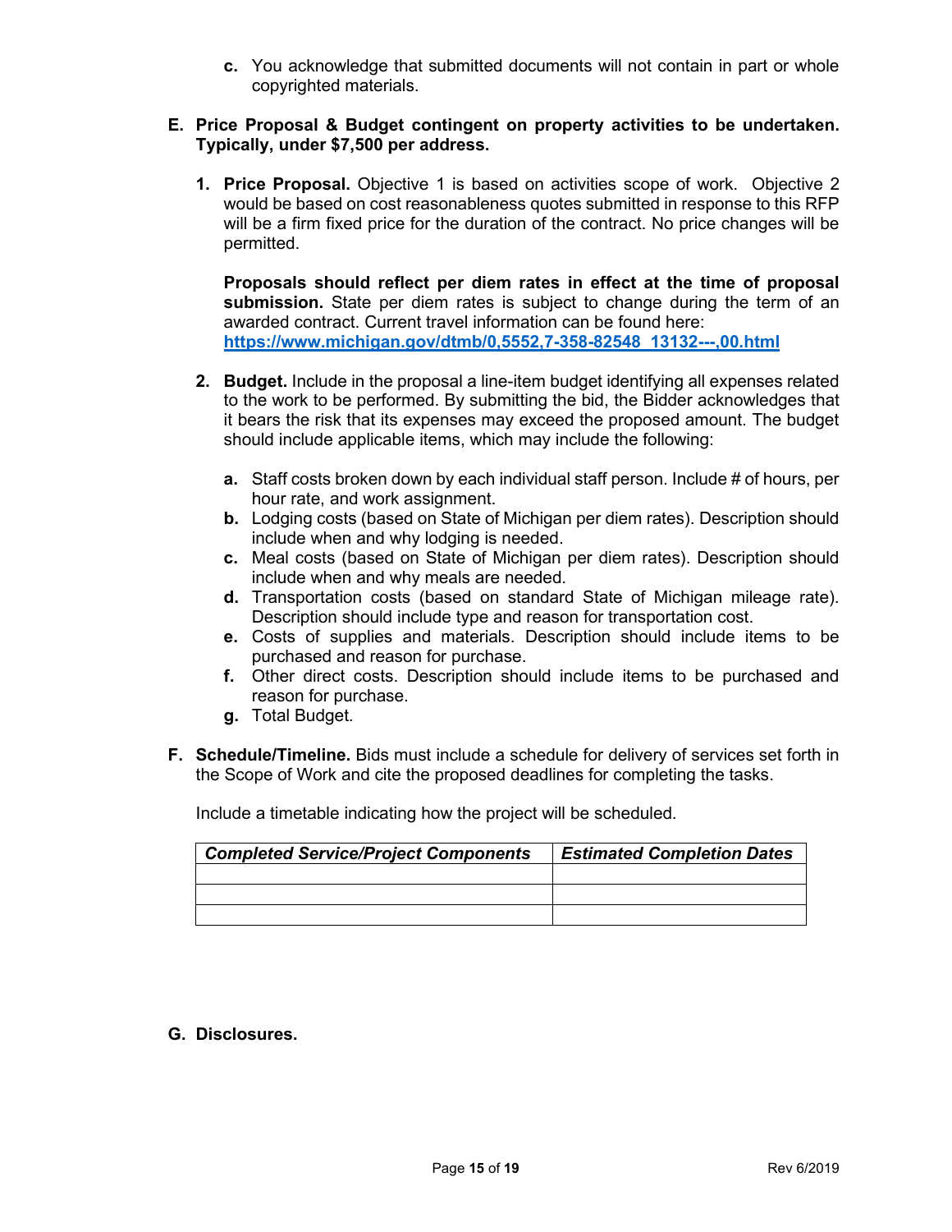c. You acknowledge that submitted documents will not contain in part or whole copyrighted materials.

**E. Price Proposal & Budget contingent on property activities to be undertaken. Typically, under $7,500 per address.**

1. **Price Proposal.** Objective 1 is based on activities scope of work. Objective 2 would be based on cost reasonableness quotes submitted in response to this RFP will be a firm fixed price for the duration of the contract. No price changes will be permitted.

   **Proposals should reflect per diem rates in effect at the time of proposal submission.** State per diem rates is subject to change during the term of an awarded contract. Current travel information can be found here: [https://www.michigan.gov/dtmb/0,5552,7-358-82548_13132---,00.html](https://www.michigan.gov/dtmb/0,5552,7-358-82548_13132---,00.html)

2. **Budget.** Include in the proposal a line-item budget identifying all expenses related to the work to be performed. By submitting the bid, the Bidder acknowledges that it bears the risk that its expenses may exceed the proposed amount. The budget should include applicable items, which may include the following:

   a. Staff costs broken down by each individual staff person. Include # of hours, per hour rate, and work assignment.
   b. Lodging costs (based on State of Michigan per diem rates). Description should include when and why lodging is needed.
   c. Meal costs (based on State of Michigan per diem rates). Description should include when and why meals are needed.
   d. Transportation costs (based on standard State of Michigan mileage rate). Description should include type and reason for transportation cost.
   e. Costs of supplies and materials. Description should include items to be purchased and reason for purchase.
   f. Other direct costs. Description should include items to be purchased and reason for purchase.
   g. Total Budget.

**F. Schedule/Timeline.** Bids must include a schedule for delivery of services set forth in the Scope of Work and cite the proposed deadlines for completing the tasks.

Include a timetable indicating how the project will be scheduled.

| *Completed Service/Project Components* | *Estimated Completion Dates* |
|---|---|
| | |
| | |
| | |

**G. Disclosures.**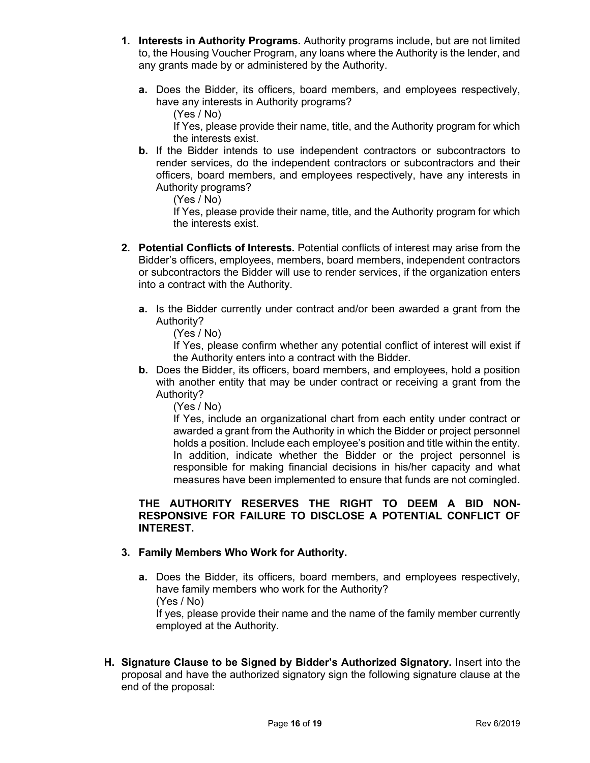1. **Interests in Authority Programs.** Authority programs include, but are not limited to, the Housing Voucher Program, any loans where the Authority is the lender, and any grants made by or administered by the Authority.

   a. Does the Bidder, its officers, board members, and employees respectively, have any interests in Authority programs?

      (Yes / No)

      If Yes, please provide their name, title, and the Authority program for which the interests exist.

   b. If the Bidder intends to use independent contractors or subcontractors to render services, do the independent contractors or subcontractors and their officers, board members, and employees respectively, have any interests in Authority programs?

      (Yes / No)

      If Yes, please provide their name, title, and the Authority program for which the interests exist.

2. **Potential Conflicts of Interests.** Potential conflicts of interest may arise from the Bidder's officers, employees, members, board members, independent contractors or subcontractors the Bidder will use to render services, if the organization enters into a contract with the Authority.

   a. Is the Bidder currently under contract and/or been awarded a grant from the Authority?

      (Yes / No)

      If Yes, please confirm whether any potential conflict of interest will exist if the Authority enters into a contract with the Bidder.

   b. Does the Bidder, its officers, board members, and employees, hold a position with another entity that may be under contract or receiving a grant from the Authority?

      (Yes / No)

      If Yes, include an organizational chart from each entity under contract or awarded a grant from the Authority in which the Bidder or project personnel holds a position. Include each employee's position and title within the entity. In addition, indicate whether the Bidder or the project personnel is responsible for making financial decisions in his/her capacity and what measures have been implemented to ensure that funds are not comingled.

   **THE AUTHORITY RESERVES THE RIGHT TO DEEM A BID NON-RESPONSIVE FOR FAILURE TO DISCLOSE A POTENTIAL CONFLICT OF INTEREST.**

3. **Family Members Who Work for Authority.**

   a. Does the Bidder, its officers, board members, and employees respectively, have family members who work for the Authority?
      (Yes / No)
      If yes, please provide their name and the name of the family member currently employed at the Authority.

**H. Signature Clause to be Signed by Bidder's Authorized Signatory.** Insert into the proposal and have the authorized signatory sign the following signature clause at the end of the proposal: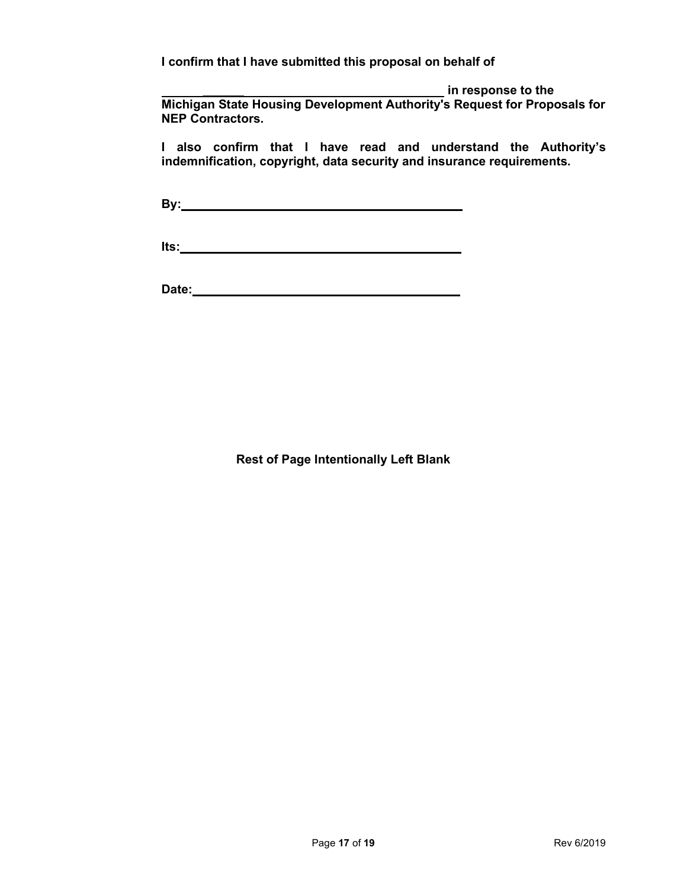**I confirm that I have submitted this proposal on behalf of**

**\_\_\_\_\_\_\_\_\_\_\_\_\_\_\_\_\_\_\_\_\_\_\_\_\_\_\_\_\_\_\_\_\_\_\_\_\_\_\_\_\_\_\_\_ in response to the Michigan State Housing Development Authority's Request for Proposals for NEP Contractors.**

**I also confirm that I have read and understand the Authority's indemnification, copyright, data security and insurance requirements.**

**By:** \_\_\_\_\_\_\_\_\_\_\_\_\_\_\_\_\_\_\_\_\_\_\_\_\_\_\_\_\_\_\_\_\_\_\_\_\_\_\_\_

**Its:** \_\_\_\_\_\_\_\_\_\_\_\_\_\_\_\_\_\_\_\_\_\_\_\_\_\_\_\_\_\_\_\_\_\_\_\_\_\_\_\_

**Date:** \_\_\_\_\_\_\_\_\_\_\_\_\_\_\_\_\_\_\_\_\_\_\_\_\_\_\_\_\_\_\_\_\_\_\_\_\_\_\_

**Rest of Page Intentionally Left Blank**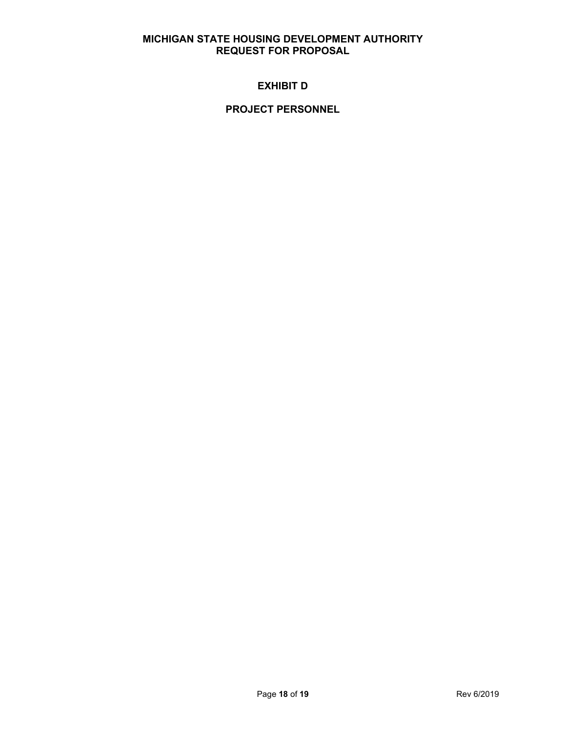# EXHIBIT D

## PROJECT PERSONNEL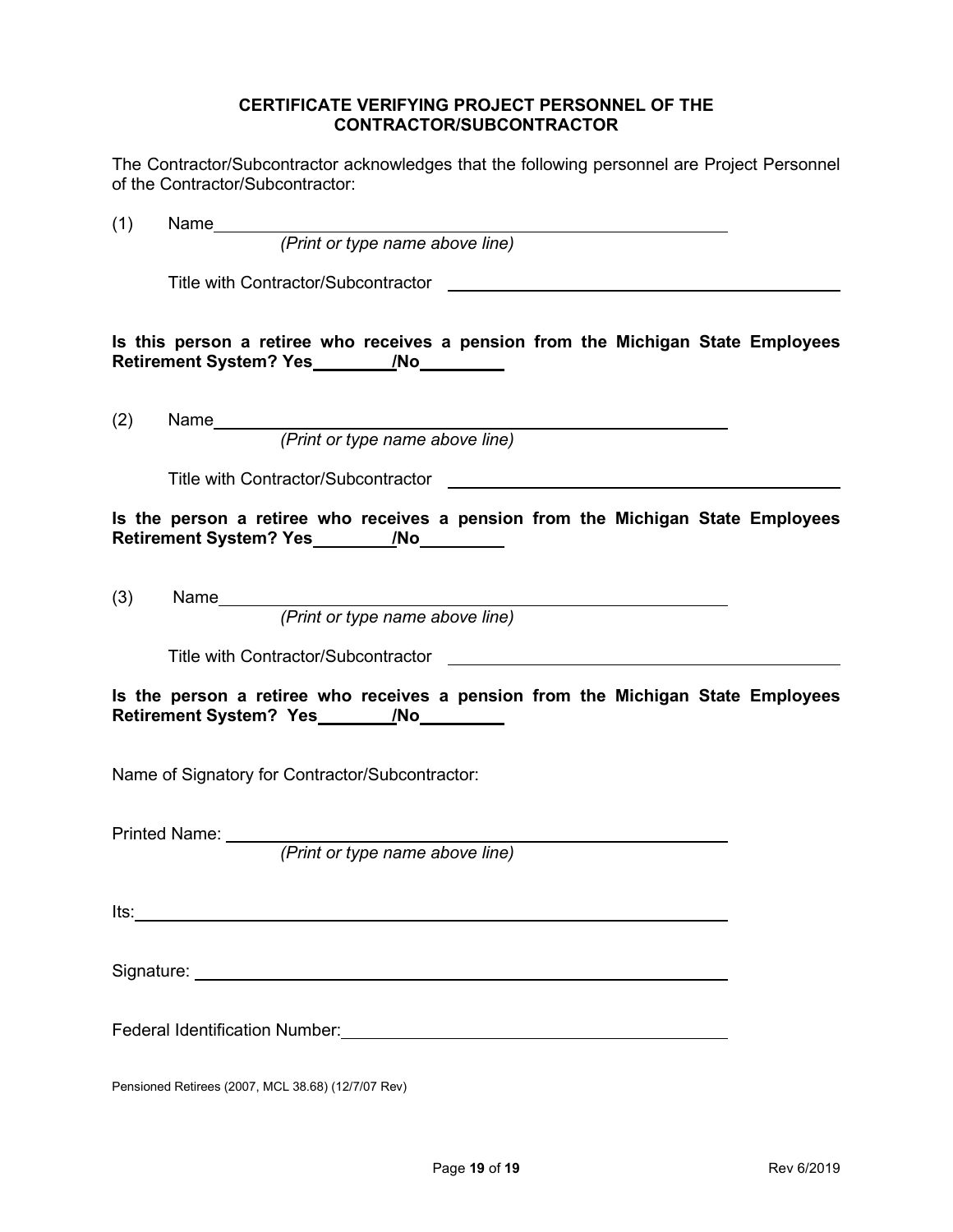## CERTIFICATE VERIFYING PROJECT PERSONNEL OF THE CONTRACTOR/SUBCONTRACTOR

The Contractor/Subcontractor acknowledges that the following personnel are Project Personnel of the Contractor/Subcontractor:

(1) Name\_\_\_\_\_\_\_\_\_\_\_\_\_\_\_\_\_\_\_\_\_\_\_\_\_\_\_\_\_\_\_\_\_\_\_\_\_\_\_\_\_\_\_\_\_\_\_\_
*(Print or type name above line)*

Title with Contractor/Subcontractor \_\_\_\_\_\_\_\_\_\_\_\_\_\_\_\_\_\_\_\_\_\_\_\_\_\_\_\_\_\_\_\_\_\_\_\_

**Is this person a retiree who receives a pension from the Michigan State Employees Retirement System? Yes\_\_\_\_\_\_\_\_/No\_\_\_\_\_\_\_\_**

(2) Name\_\_\_\_\_\_\_\_\_\_\_\_\_\_\_\_\_\_\_\_\_\_\_\_\_\_\_\_\_\_\_\_\_\_\_\_\_\_\_\_\_\_\_\_\_\_\_\_
*(Print or type name above line)*

Title with Contractor/Subcontractor \_\_\_\_\_\_\_\_\_\_\_\_\_\_\_\_\_\_\_\_\_\_\_\_\_\_\_\_\_\_\_\_\_\_\_\_

**Is the person a retiree who receives a pension from the Michigan State Employees Retirement System? Yes\_\_\_\_\_\_\_\_/No\_\_\_\_\_\_\_\_**

(3) Name\_\_\_\_\_\_\_\_\_\_\_\_\_\_\_\_\_\_\_\_\_\_\_\_\_\_\_\_\_\_\_\_\_\_\_\_\_\_\_\_\_\_\_\_\_\_\_\_
*(Print or type name above line)*

Title with Contractor/Subcontractor \_\_\_\_\_\_\_\_\_\_\_\_\_\_\_\_\_\_\_\_\_\_\_\_\_\_\_\_\_\_\_\_\_\_\_\_

**Is the person a retiree who receives a pension from the Michigan State Employees Retirement System? Yes\_\_\_\_\_\_\_\_/No\_\_\_\_\_\_\_\_**

Name of Signatory for Contractor/Subcontractor:

Printed Name: \_\_\_\_\_\_\_\_\_\_\_\_\_\_\_\_\_\_\_\_\_\_\_\_\_\_\_\_\_\_\_\_\_\_\_\_\_\_\_\_\_\_\_\_\_\_\_\_
*(Print or type name above line)*

Its:\_\_\_\_\_\_\_\_\_\_\_\_\_\_\_\_\_\_\_\_\_\_\_\_\_\_\_\_\_\_\_\_\_\_\_\_\_\_\_\_\_\_\_\_\_\_\_\_\_\_\_\_\_\_\_\_

Signature: \_\_\_\_\_\_\_\_\_\_\_\_\_\_\_\_\_\_\_\_\_\_\_\_\_\_\_\_\_\_\_\_\_\_\_\_\_\_\_\_\_\_\_\_\_\_\_\_\_\_\_

Federal Identification Number:\_\_\_\_\_\_\_\_\_\_\_\_\_\_\_\_\_\_\_\_\_\_\_\_\_\_\_\_\_\_\_\_\_\_\_\_\_

Pensioned Retirees (2007, MCL 38.68) (12/7/07 Rev)

Rev 6/2019